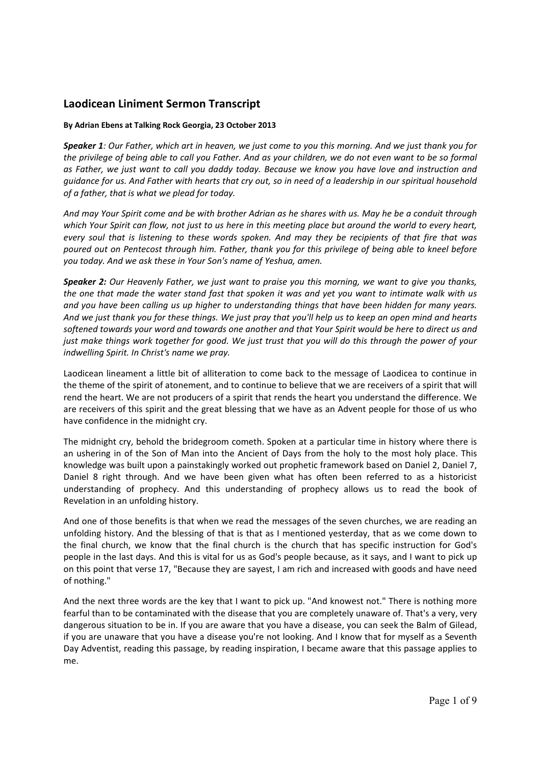## Laodicean Liniment Sermon Transcript

**By Adrian Ebens at Talking Rock Georgia, 23 October 2013**

***Speaker 1**: Our Father, which art in heaven, we just come to you this morning. And we just thank you for the privilege of being able to call you Father. And as your children, we do not even want to be so formal as Father, we just want to call you daddy today. Because we know you have love and instruction and guidance for us. And Father with hearts that cry out, so in need of a leadership in our spiritual household of a father, that is what we plead for today.*

*And may Your Spirit come and be with brother Adrian as he shares with us. May he be a conduit through which Your Spirit can flow, not just to us here in this meeting place but around the world to every heart, every soul that is listening to these words spoken. And may they be recipients of that fire that was poured out on Pentecost through him. Father, thank you for this privilege of being able to kneel before you today. And we ask these in Your Son's name of Yeshua, amen.*

***Speaker 2:** Our Heavenly Father, we just want to praise you this morning, we want to give you thanks, the one that made the water stand fast that spoken it was and yet you want to intimate walk with us and you have been calling us up higher to understanding things that have been hidden for many years. And we just thank you for these things. We just pray that you'll help us to keep an open mind and hearts softened towards your word and towards one another and that Your Spirit would be here to direct us and just make things work together for good. We just trust that you will do this through the power of your indwelling Spirit. In Christ's name we pray.*

Laodicean lineament a little bit of alliteration to come back to the message of Laodicea to continue in the theme of the spirit of atonement, and to continue to believe that we are receivers of a spirit that will rend the heart. We are not producers of a spirit that rends the heart you understand the difference. We are receivers of this spirit and the great blessing that we have as an Advent people for those of us who have confidence in the midnight cry.

The midnight cry, behold the bridegroom cometh. Spoken at a particular time in history where there is an ushering in of the Son of Man into the Ancient of Days from the holy to the most holy place. This knowledge was built upon a painstakingly worked out prophetic framework based on Daniel 2, Daniel 7, Daniel 8 right through. And we have been given what has often been referred to as a historicist understanding of prophecy. And this understanding of prophecy allows us to read the book of Revelation in an unfolding history.

And one of those benefits is that when we read the messages of the seven churches, we are reading an unfolding history. And the blessing of that is that as I mentioned yesterday, that as we come down to the final church, we know that the final church is the church that has specific instruction for God's people in the last days. And this is vital for us as God's people because, as it says, and I want to pick up on this point that verse 17, "Because they are sayest, I am rich and increased with goods and have need of nothing."

And the next three words are the key that I want to pick up. "And knowest not." There is nothing more fearful than to be contaminated with the disease that you are completely unaware of. That's a very, very dangerous situation to be in. If you are aware that you have a disease, you can seek the Balm of Gilead, if you are unaware that you have a disease you're not looking. And I know that for myself as a Seventh Day Adventist, reading this passage, by reading inspiration, I became aware that this passage applies to me.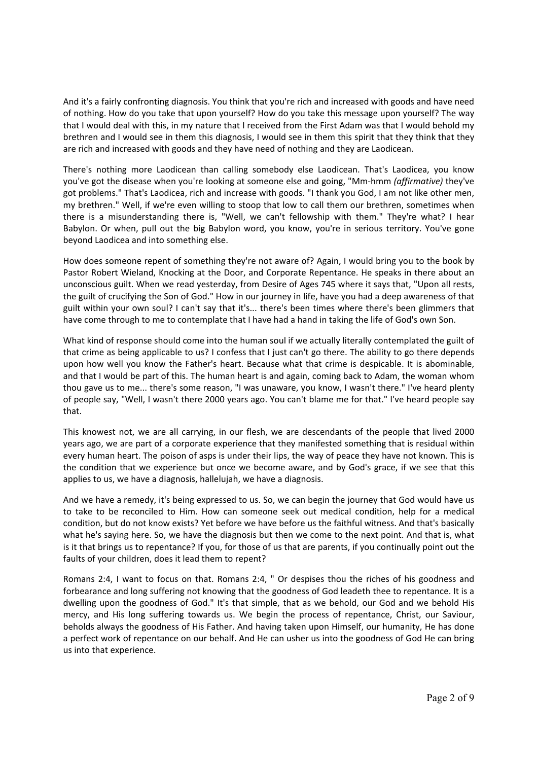And it's a fairly confronting diagnosis. You think that you're rich and increased with goods and have need of nothing. How do you take that upon yourself? How do you take this message upon yourself? The way that I would deal with this, in my nature that I received from the First Adam was that I would behold my brethren and I would see in them this diagnosis, I would see in them this spirit that they think that they are rich and increased with goods and they have need of nothing and they are Laodicean.

There's nothing more Laodicean than calling somebody else Laodicean. That's Laodicea, you know you've got the disease when you're looking at someone else and going, "Mm-hmm *(affirmative)* they've got problems." That's Laodicea, rich and increase with goods. "I thank you God, I am not like other men, my brethren." Well, if we're even willing to stoop that low to call them our brethren, sometimes when there is a misunderstanding there is, "Well, we can't fellowship with them." They're what? I hear Babylon. Or when, pull out the big Babylon word, you know, you're in serious territory. You've gone beyond Laodicea and into something else.

How does someone repent of something they're not aware of? Again, I would bring you to the book by Pastor Robert Wieland, Knocking at the Door, and Corporate Repentance. He speaks in there about an unconscious guilt. When we read yesterday, from Desire of Ages 745 where it says that, "Upon all rests, the guilt of crucifying the Son of God." How in our journey in life, have you had a deep awareness of that guilt within your own soul? I can't say that it's... there's been times where there's been glimmers that have come through to me to contemplate that I have had a hand in taking the life of God's own Son.

What kind of response should come into the human soul if we actually literally contemplated the guilt of that crime as being applicable to us? I confess that I just can't go there. The ability to go there depends upon how well you know the Father's heart. Because what that crime is despicable. It is abominable, and that I would be part of this. The human heart is and again, coming back to Adam, the woman whom thou gave us to me... there's some reason, "I was unaware, you know, I wasn't there." I've heard plenty of people say, "Well, I wasn't there 2000 years ago. You can't blame me for that." I've heard people say that.

This knowest not, we are all carrying, in our flesh, we are descendants of the people that lived 2000 years ago, we are part of a corporate experience that they manifested something that is residual within every human heart. The poison of asps is under their lips, the way of peace they have not known. This is the condition that we experience but once we become aware, and by God's grace, if we see that this applies to us, we have a diagnosis, hallelujah, we have a diagnosis.

And we have a remedy, it's being expressed to us. So, we can begin the journey that God would have us to take to be reconciled to Him. How can someone seek out medical condition, help for a medical condition, but do not know exists? Yet before we have before us the faithful witness. And that's basically what he's saying here. So, we have the diagnosis but then we come to the next point. And that is, what is it that brings us to repentance? If you, for those of us that are parents, if you continually point out the faults of your children, does it lead them to repent?

Romans 2:4, I want to focus on that. Romans 2:4, " Or despises thou the riches of his goodness and forbearance and long suffering not knowing that the goodness of God leadeth thee to repentance. It is a dwelling upon the goodness of God." It's that simple, that as we behold, our God and we behold His mercy, and His long suffering towards us. We begin the process of repentance, Christ, our Saviour, beholds always the goodness of His Father. And having taken upon Himself, our humanity, He has done a perfect work of repentance on our behalf. And He can usher us into the goodness of God He can bring us into that experience.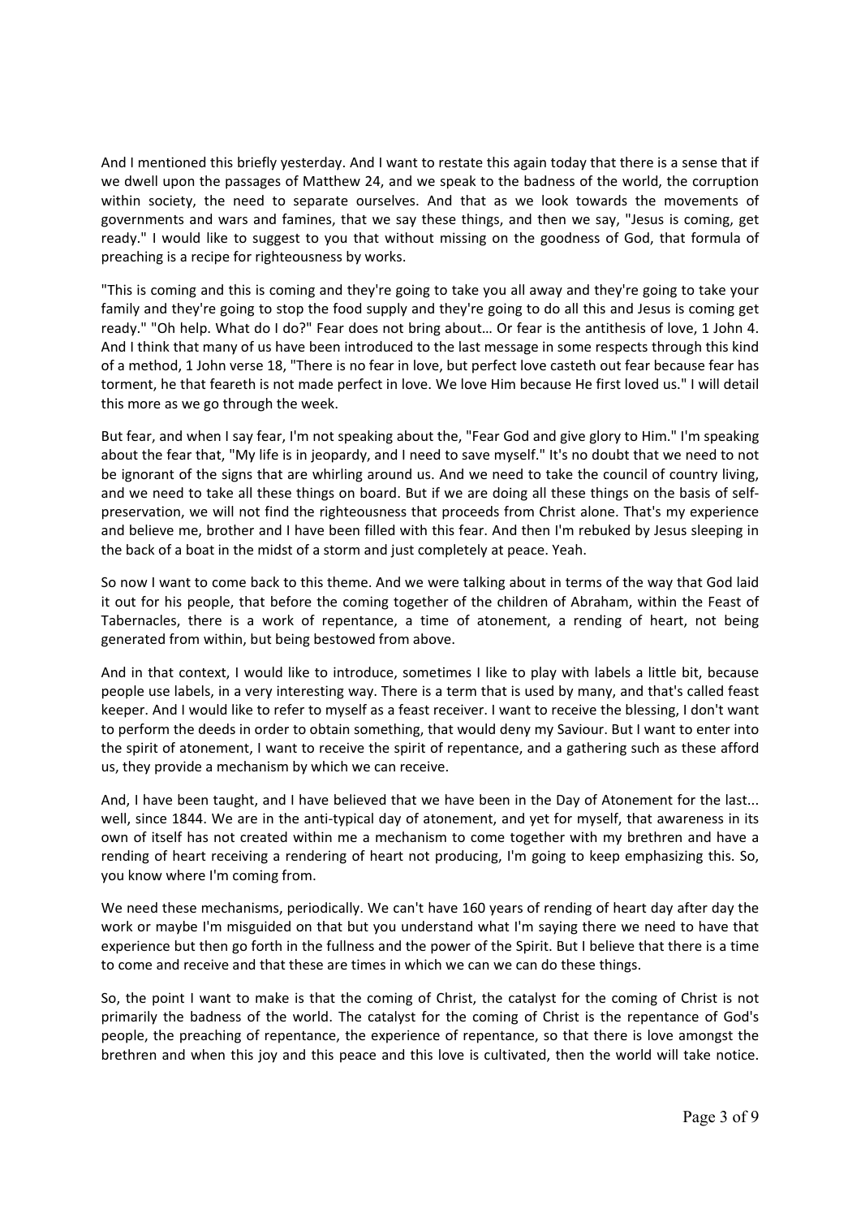And I mentioned this briefly yesterday. And I want to restate this again today that there is a sense that if we dwell upon the passages of Matthew 24, and we speak to the badness of the world, the corruption within society, the need to separate ourselves. And that as we look towards the movements of governments and wars and famines, that we say these things, and then we say, "Jesus is coming, get ready." I would like to suggest to you that without missing on the goodness of God, that formula of preaching is a recipe for righteousness by works.

"This is coming and this is coming and they're going to take you all away and they're going to take your family and they're going to stop the food supply and they're going to do all this and Jesus is coming get ready." "Oh help. What do I do?" Fear does not bring about… Or fear is the antithesis of love, 1 John 4. And I think that many of us have been introduced to the last message in some respects through this kind of a method, 1 John verse 18, "There is no fear in love, but perfect love casteth out fear because fear has torment, he that feareth is not made perfect in love. We love Him because He first loved us." I will detail this more as we go through the week.

But fear, and when I say fear, I'm not speaking about the, "Fear God and give glory to Him." I'm speaking about the fear that, "My life is in jeopardy, and I need to save myself." It's no doubt that we need to not be ignorant of the signs that are whirling around us. And we need to take the council of country living, and we need to take all these things on board. But if we are doing all these things on the basis of self-preservation, we will not find the righteousness that proceeds from Christ alone. That's my experience and believe me, brother and I have been filled with this fear. And then I'm rebuked by Jesus sleeping in the back of a boat in the midst of a storm and just completely at peace. Yeah.

So now I want to come back to this theme. And we were talking about in terms of the way that God laid it out for his people, that before the coming together of the children of Abraham, within the Feast of Tabernacles, there is a work of repentance, a time of atonement, a rending of heart, not being generated from within, but being bestowed from above.

And in that context, I would like to introduce, sometimes I like to play with labels a little bit, because people use labels, in a very interesting way. There is a term that is used by many, and that's called feast keeper. And I would like to refer to myself as a feast receiver. I want to receive the blessing, I don't want to perform the deeds in order to obtain something, that would deny my Saviour. But I want to enter into the spirit of atonement, I want to receive the spirit of repentance, and a gathering such as these afford us, they provide a mechanism by which we can receive.

And, I have been taught, and I have believed that we have been in the Day of Atonement for the last... well, since 1844. We are in the anti-typical day of atonement, and yet for myself, that awareness in its own of itself has not created within me a mechanism to come together with my brethren and have a rending of heart receiving a rendering of heart not producing, I'm going to keep emphasizing this. So, you know where I'm coming from.

We need these mechanisms, periodically. We can't have 160 years of rending of heart day after day the work or maybe I'm misguided on that but you understand what I'm saying there we need to have that experience but then go forth in the fullness and the power of the Spirit. But I believe that there is a time to come and receive and that these are times in which we can we can do these things.

So, the point I want to make is that the coming of Christ, the catalyst for the coming of Christ is not primarily the badness of the world. The catalyst for the coming of Christ is the repentance of God's people, the preaching of repentance, the experience of repentance, so that there is love amongst the brethren and when this joy and this peace and this love is cultivated, then the world will take notice.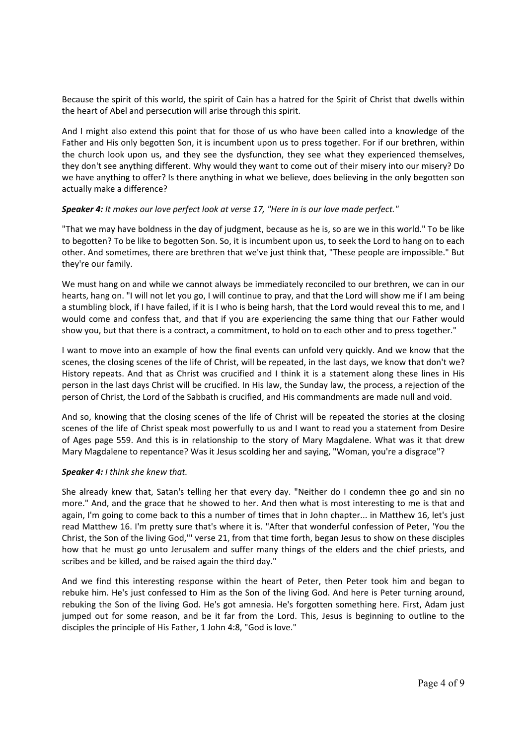Because the spirit of this world, the spirit of Cain has a hatred for the Spirit of Christ that dwells within the heart of Abel and persecution will arise through this spirit.

And I might also extend this point that for those of us who have been called into a knowledge of the Father and His only begotten Son, it is incumbent upon us to press together. For if our brethren, within the church look upon us, and they see the dysfunction, they see what they experienced themselves, they don't see anything different. Why would they want to come out of their misery into our misery? Do we have anything to offer? Is there anything in what we believe, does believing in the only begotten son actually make a difference?

***Speaker 4:*** *It makes our love perfect look at verse 17, "Here in is our love made perfect."*

"That we may have boldness in the day of judgment, because as he is, so are we in this world." To be like to begotten? To be like to begotten Son. So, it is incumbent upon us, to seek the Lord to hang on to each other. And sometimes, there are brethren that we've just think that, "These people are impossible." But they're our family.

We must hang on and while we cannot always be immediately reconciled to our brethren, we can in our hearts, hang on. "I will not let you go, I will continue to pray, and that the Lord will show me if I am being a stumbling block, if I have failed, if it is I who is being harsh, that the Lord would reveal this to me, and I would come and confess that, and that if you are experiencing the same thing that our Father would show you, but that there is a contract, a commitment, to hold on to each other and to press together."

I want to move into an example of how the final events can unfold very quickly. And we know that the scenes, the closing scenes of the life of Christ, will be repeated, in the last days, we know that don't we? History repeats. And that as Christ was crucified and I think it is a statement along these lines in His person in the last days Christ will be crucified. In His law, the Sunday law, the process, a rejection of the person of Christ, the Lord of the Sabbath is crucified, and His commandments are made null and void.

And so, knowing that the closing scenes of the life of Christ will be repeated the stories at the closing scenes of the life of Christ speak most powerfully to us and I want to read you a statement from Desire of Ages page 559. And this is in relationship to the story of Mary Magdalene. What was it that drew Mary Magdalene to repentance? Was it Jesus scolding her and saying, "Woman, you're a disgrace"?

***Speaker 4:*** *I think she knew that.*

She already knew that, Satan's telling her that every day. "Neither do I condemn thee go and sin no more." And, and the grace that he showed to her. And then what is most interesting to me is that and again, I'm going to come back to this a number of times that in John chapter... in Matthew 16, let's just read Matthew 16. I'm pretty sure that's where it is. "After that wonderful confession of Peter, 'You the Christ, the Son of the living God,'" verse 21, from that time forth, began Jesus to show on these disciples how that he must go unto Jerusalem and suffer many things of the elders and the chief priests, and scribes and be killed, and be raised again the third day."

And we find this interesting response within the heart of Peter, then Peter took him and began to rebuke him. He's just confessed to Him as the Son of the living God. And here is Peter turning around, rebuking the Son of the living God. He's got amnesia. He's forgotten something here. First, Adam just jumped out for some reason, and be it far from the Lord. This, Jesus is beginning to outline to the disciples the principle of His Father, 1 John 4:8, "God is love."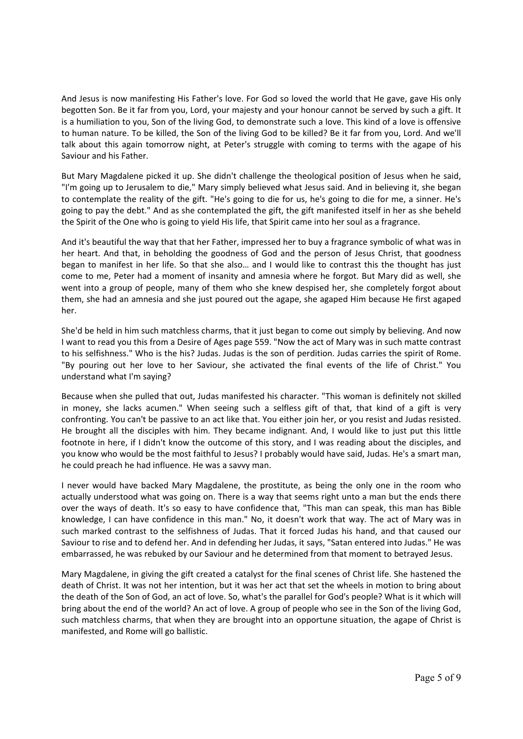And Jesus is now manifesting His Father's love. For God so loved the world that He gave, gave His only begotten Son. Be it far from you, Lord, your majesty and your honour cannot be served by such a gift. It is a humiliation to you, Son of the living God, to demonstrate such a love. This kind of a love is offensive to human nature. To be killed, the Son of the living God to be killed? Be it far from you, Lord. And we'll talk about this again tomorrow night, at Peter's struggle with coming to terms with the agape of his Saviour and his Father.

But Mary Magdalene picked it up. She didn't challenge the theological position of Jesus when he said, "I'm going up to Jerusalem to die," Mary simply believed what Jesus said. And in believing it, she began to contemplate the reality of the gift. "He's going to die for us, he's going to die for me, a sinner. He's going to pay the debt." And as she contemplated the gift, the gift manifested itself in her as she beheld the Spirit of the One who is going to yield His life, that Spirit came into her soul as a fragrance.

And it's beautiful the way that that her Father, impressed her to buy a fragrance symbolic of what was in her heart. And that, in beholding the goodness of God and the person of Jesus Christ, that goodness began to manifest in her life. So that she also… and I would like to contrast this the thought has just come to me, Peter had a moment of insanity and amnesia where he forgot. But Mary did as well, she went into a group of people, many of them who she knew despised her, she completely forgot about them, she had an amnesia and she just poured out the agape, she agaped Him because He first agaped her.

She'd be held in him such matchless charms, that it just began to come out simply by believing. And now I want to read you this from a Desire of Ages page 559. "Now the act of Mary was in such matte contrast to his selfishness." Who is the his? Judas. Judas is the son of perdition. Judas carries the spirit of Rome. "By pouring out her love to her Saviour, she activated the final events of the life of Christ." You understand what I'm saying?

Because when she pulled that out, Judas manifested his character. "This woman is definitely not skilled in money, she lacks acumen." When seeing such a selfless gift of that, that kind of a gift is very confronting. You can't be passive to an act like that. You either join her, or you resist and Judas resisted. He brought all the disciples with him. They became indignant. And, I would like to just put this little footnote in here, if I didn't know the outcome of this story, and I was reading about the disciples, and you know who would be the most faithful to Jesus? I probably would have said, Judas. He's a smart man, he could preach he had influence. He was a savvy man.

I never would have backed Mary Magdalene, the prostitute, as being the only one in the room who actually understood what was going on. There is a way that seems right unto a man but the ends there over the ways of death. It's so easy to have confidence that, "This man can speak, this man has Bible knowledge, I can have confidence in this man." No, it doesn't work that way. The act of Mary was in such marked contrast to the selfishness of Judas. That it forced Judas his hand, and that caused our Saviour to rise and to defend her. And in defending her Judas, it says, "Satan entered into Judas." He was embarrassed, he was rebuked by our Saviour and he determined from that moment to betrayed Jesus.

Mary Magdalene, in giving the gift created a catalyst for the final scenes of Christ life. She hastened the death of Christ. It was not her intention, but it was her act that set the wheels in motion to bring about the death of the Son of God, an act of love. So, what's the parallel for God's people? What is it which will bring about the end of the world? An act of love. A group of people who see in the Son of the living God, such matchless charms, that when they are brought into an opportune situation, the agape of Christ is manifested, and Rome will go ballistic.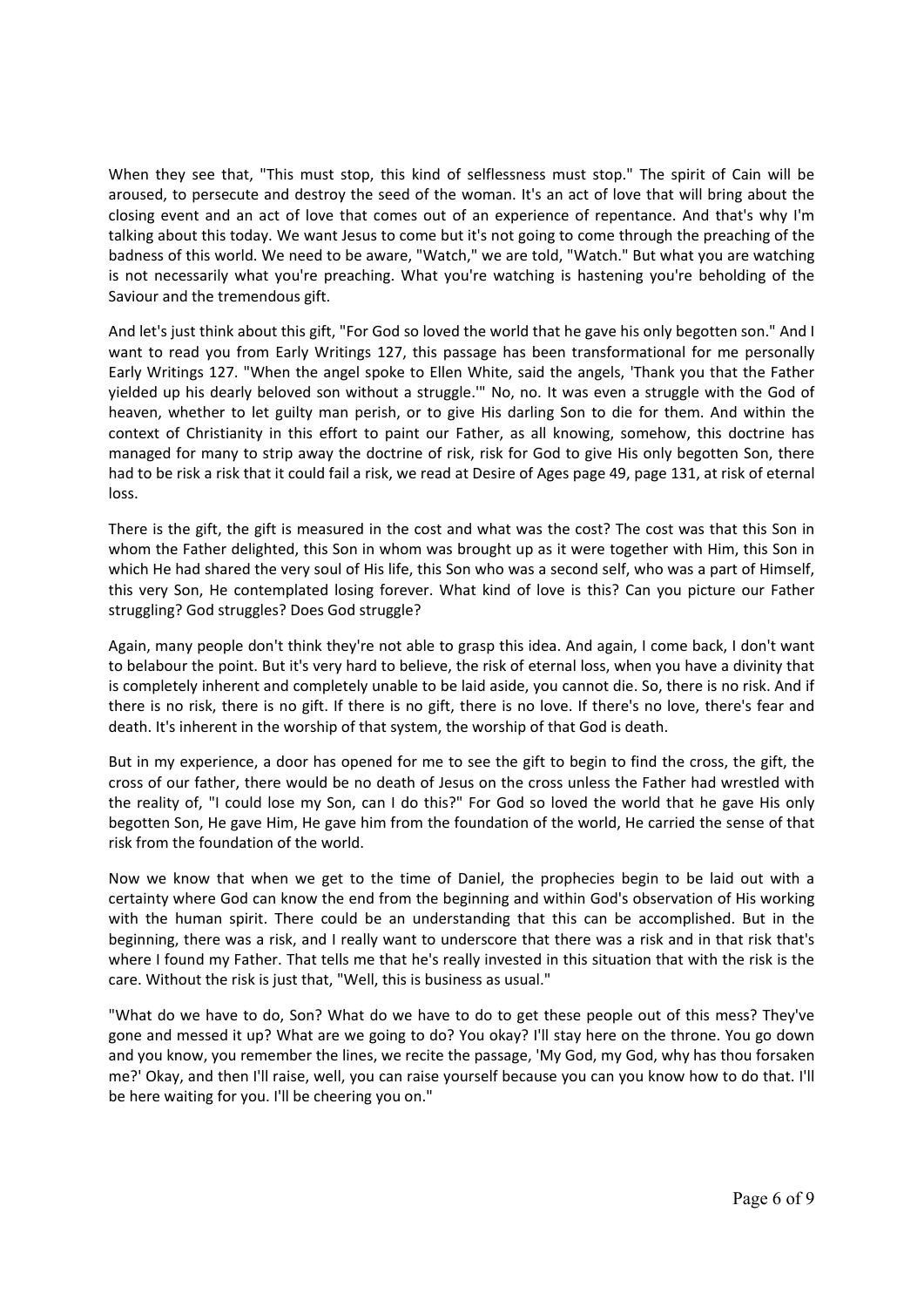When they see that, "This must stop, this kind of selflessness must stop." The spirit of Cain will be aroused, to persecute and destroy the seed of the woman. It's an act of love that will bring about the closing event and an act of love that comes out of an experience of repentance. And that's why I'm talking about this today. We want Jesus to come but it's not going to come through the preaching of the badness of this world. We need to be aware, "Watch," we are told, "Watch." But what you are watching is not necessarily what you're preaching. What you're watching is hastening you're beholding of the Saviour and the tremendous gift.

And let's just think about this gift, "For God so loved the world that he gave his only begotten son." And I want to read you from Early Writings 127, this passage has been transformational for me personally Early Writings 127. "When the angel spoke to Ellen White, said the angels, 'Thank you that the Father yielded up his dearly beloved son without a struggle.'" No, no. It was even a struggle with the God of heaven, whether to let guilty man perish, or to give His darling Son to die for them. And within the context of Christianity in this effort to paint our Father, as all knowing, somehow, this doctrine has managed for many to strip away the doctrine of risk, risk for God to give His only begotten Son, there had to be risk a risk that it could fail a risk, we read at Desire of Ages page 49, page 131, at risk of eternal loss.

There is the gift, the gift is measured in the cost and what was the cost? The cost was that this Son in whom the Father delighted, this Son in whom was brought up as it were together with Him, this Son in which He had shared the very soul of His life, this Son who was a second self, who was a part of Himself, this very Son, He contemplated losing forever. What kind of love is this? Can you picture our Father struggling? God struggles? Does God struggle?

Again, many people don't think they're not able to grasp this idea. And again, I come back, I don't want to belabour the point. But it's very hard to believe, the risk of eternal loss, when you have a divinity that is completely inherent and completely unable to be laid aside, you cannot die. So, there is no risk. And if there is no risk, there is no gift. If there is no gift, there is no love. If there's no love, there's fear and death. It's inherent in the worship of that system, the worship of that God is death.

But in my experience, a door has opened for me to see the gift to begin to find the cross, the gift, the cross of our father, there would be no death of Jesus on the cross unless the Father had wrestled with the reality of, "I could lose my Son, can I do this?" For God so loved the world that he gave His only begotten Son, He gave Him, He gave him from the foundation of the world, He carried the sense of that risk from the foundation of the world.

Now we know that when we get to the time of Daniel, the prophecies begin to be laid out with a certainty where God can know the end from the beginning and within God's observation of His working with the human spirit. There could be an understanding that this can be accomplished. But in the beginning, there was a risk, and I really want to underscore that there was a risk and in that risk that's where I found my Father. That tells me that he's really invested in this situation that with the risk is the care. Without the risk is just that, "Well, this is business as usual."

"What do we have to do, Son? What do we have to do to get these people out of this mess? They've gone and messed it up? What are we going to do? You okay? I'll stay here on the throne. You go down and you know, you remember the lines, we recite the passage, 'My God, my God, why has thou forsaken me?' Okay, and then I'll raise, well, you can raise yourself because you can you know how to do that. I'll be here waiting for you. I'll be cheering you on."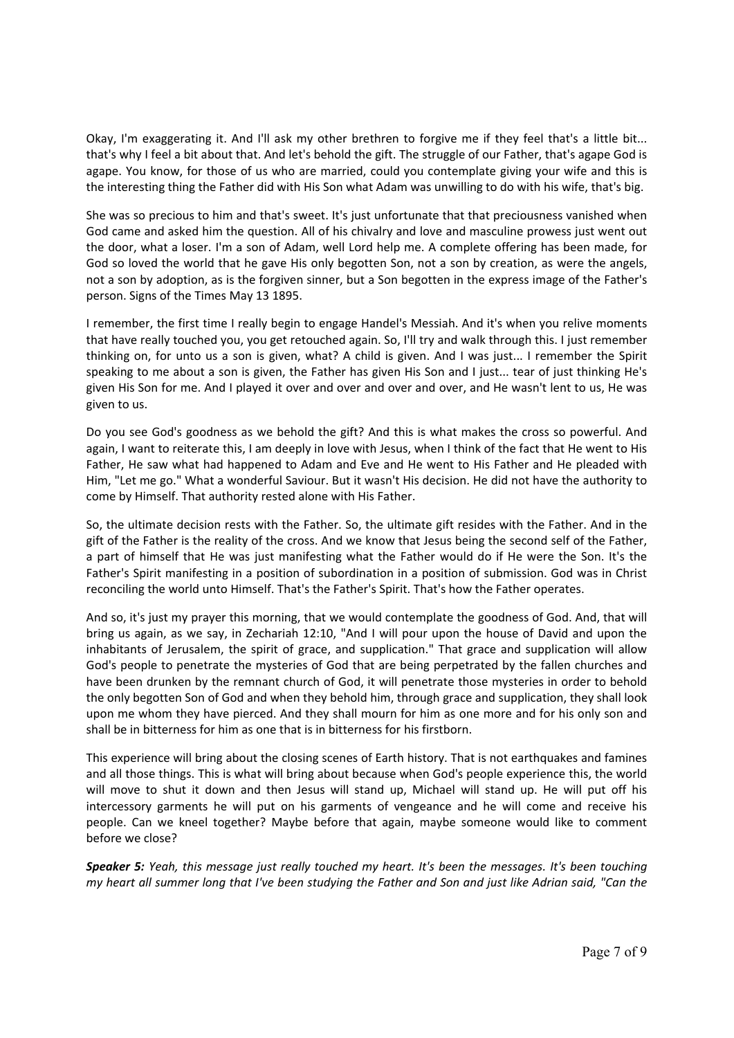Okay, I'm exaggerating it. And I'll ask my other brethren to forgive me if they feel that's a little bit... that's why I feel a bit about that. And let's behold the gift. The struggle of our Father, that's agape God is agape. You know, for those of us who are married, could you contemplate giving your wife and this is the interesting thing the Father did with His Son what Adam was unwilling to do with his wife, that's big.

She was so precious to him and that's sweet. It's just unfortunate that that preciousness vanished when God came and asked him the question. All of his chivalry and love and masculine prowess just went out the door, what a loser. I'm a son of Adam, well Lord help me. A complete offering has been made, for God so loved the world that he gave His only begotten Son, not a son by creation, as were the angels, not a son by adoption, as is the forgiven sinner, but a Son begotten in the express image of the Father's person. Signs of the Times May 13 1895.

I remember, the first time I really begin to engage Handel's Messiah. And it's when you relive moments that have really touched you, you get retouched again. So, I'll try and walk through this. I just remember thinking on, for unto us a son is given, what? A child is given. And I was just... I remember the Spirit speaking to me about a son is given, the Father has given His Son and I just... tear of just thinking He's given His Son for me. And I played it over and over and over and over, and He wasn't lent to us, He was given to us.

Do you see God's goodness as we behold the gift? And this is what makes the cross so powerful. And again, I want to reiterate this, I am deeply in love with Jesus, when I think of the fact that He went to His Father, He saw what had happened to Adam and Eve and He went to His Father and He pleaded with Him, "Let me go." What a wonderful Saviour. But it wasn't His decision. He did not have the authority to come by Himself. That authority rested alone with His Father.

So, the ultimate decision rests with the Father. So, the ultimate gift resides with the Father. And in the gift of the Father is the reality of the cross. And we know that Jesus being the second self of the Father, a part of himself that He was just manifesting what the Father would do if He were the Son. It's the Father's Spirit manifesting in a position of subordination in a position of submission. God was in Christ reconciling the world unto Himself. That's the Father's Spirit. That's how the Father operates.

And so, it's just my prayer this morning, that we would contemplate the goodness of God. And, that will bring us again, as we say, in Zechariah 12:10, "And I will pour upon the house of David and upon the inhabitants of Jerusalem, the spirit of grace, and supplication." That grace and supplication will allow God's people to penetrate the mysteries of God that are being perpetrated by the fallen churches and have been drunken by the remnant church of God, it will penetrate those mysteries in order to behold the only begotten Son of God and when they behold him, through grace and supplication, they shall look upon me whom they have pierced. And they shall mourn for him as one more and for his only son and shall be in bitterness for him as one that is in bitterness for his firstborn.

This experience will bring about the closing scenes of Earth history. That is not earthquakes and famines and all those things. This is what will bring about because when God's people experience this, the world will move to shut it down and then Jesus will stand up, Michael will stand up. He will put off his intercessory garments he will put on his garments of vengeance and he will come and receive his people. Can we kneel together? Maybe before that again, maybe someone would like to comment before we close?

***Speaker 5:*** *Yeah, this message just really touched my heart. It's been the messages. It's been touching my heart all summer long that I've been studying the Father and Son and just like Adrian said, "Can the*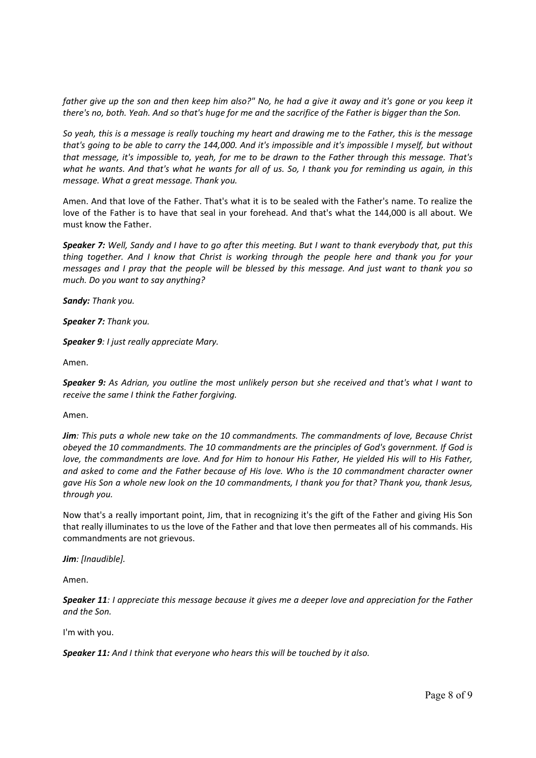*father give up the son and then keep him also?" No, he had a give it away and it's gone or you keep it there's no, both. Yeah. And so that's huge for me and the sacrifice of the Father is bigger than the Son.*

*So yeah, this is a message is really touching my heart and drawing me to the Father, this is the message that's going to be able to carry the 144,000. And it's impossible and it's impossible I myself, but without that message, it's impossible to, yeah, for me to be drawn to the Father through this message. That's what he wants. And that's what he wants for all of us. So, I thank you for reminding us again, in this message. What a great message. Thank you.*

Amen. And that love of the Father. That's what it is to be sealed with the Father's name. To realize the love of the Father is to have that seal in your forehead. And that's what the 144,000 is all about. We must know the Father.

***Speaker 7:*** *Well, Sandy and I have to go after this meeting. But I want to thank everybody that, put this thing together. And I know that Christ is working through the people here and thank you for your messages and I pray that the people will be blessed by this message. And just want to thank you so much. Do you want to say anything?*

***Sandy:*** *Thank you.*

***Speaker 7:*** *Thank you.*

***Speaker 9****: I just really appreciate Mary.*

Amen.

***Speaker 9:*** *As Adrian, you outline the most unlikely person but she received and that's what I want to receive the same I think the Father forgiving.*

Amen.

***Jim****: This puts a whole new take on the 10 commandments. The commandments of love, Because Christ obeyed the 10 commandments. The 10 commandments are the principles of God's government. If God is love, the commandments are love. And for Him to honour His Father, He yielded His will to His Father, and asked to come and the Father because of His love. Who is the 10 commandment character owner gave His Son a whole new look on the 10 commandments, I thank you for that? Thank you, thank Jesus, through you.*

Now that's a really important point, Jim, that in recognizing it's the gift of the Father and giving His Son that really illuminates to us the love of the Father and that love then permeates all of his commands. His commandments are not grievous.

***Jim****: [Inaudible].*

Amen.

***Speaker 11****: I appreciate this message because it gives me a deeper love and appreciation for the Father and the Son.*

I'm with you.

***Speaker 11:*** *And I think that everyone who hears this will be touched by it also.*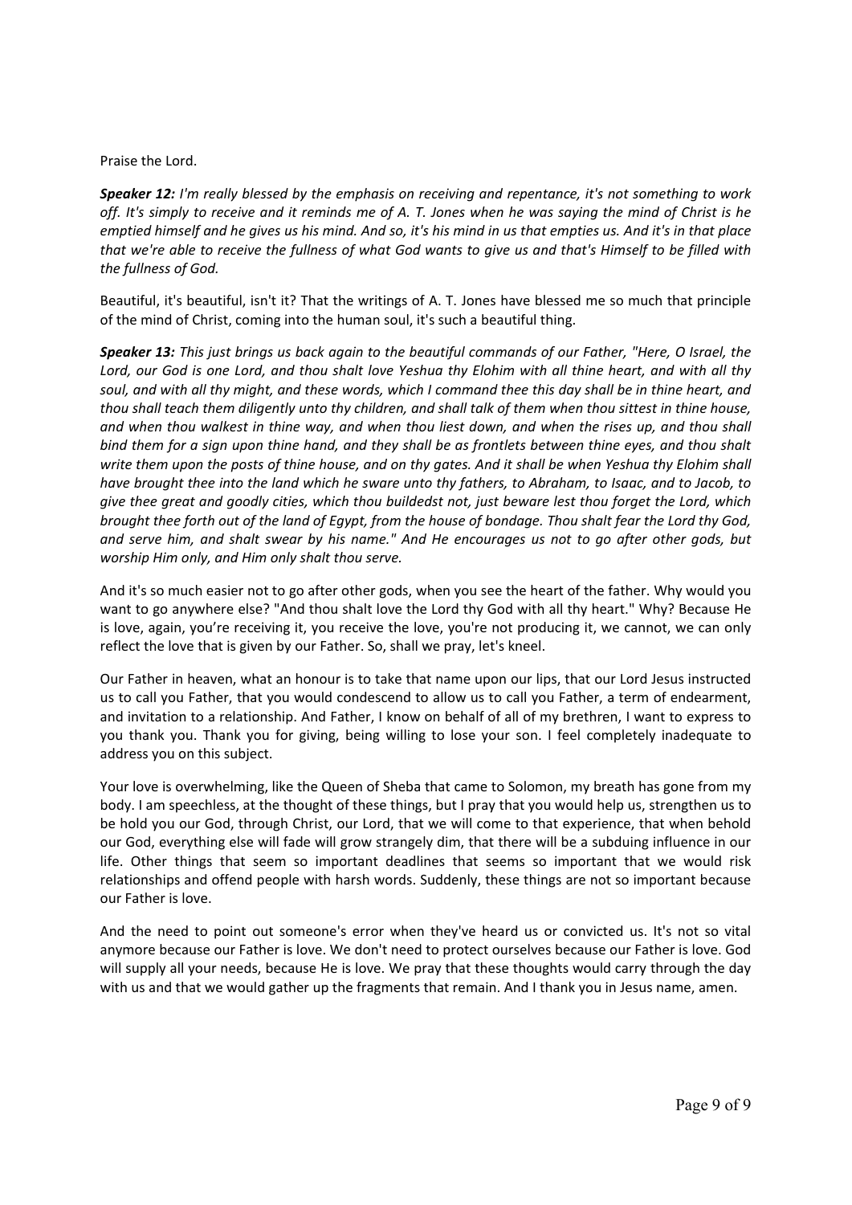Praise the Lord.

***Speaker 12:*** *I'm really blessed by the emphasis on receiving and repentance, it's not something to work off. It's simply to receive and it reminds me of A. T. Jones when he was saying the mind of Christ is he emptied himself and he gives us his mind. And so, it's his mind in us that empties us. And it's in that place that we're able to receive the fullness of what God wants to give us and that's Himself to be filled with the fullness of God.*

Beautiful, it's beautiful, isn't it? That the writings of A. T. Jones have blessed me so much that principle of the mind of Christ, coming into the human soul, it's such a beautiful thing.

***Speaker 13:*** *This just brings us back again to the beautiful commands of our Father, "Here, O Israel, the Lord, our God is one Lord, and thou shalt love Yeshua thy Elohim with all thine heart, and with all thy soul, and with all thy might, and these words, which I command thee this day shall be in thine heart, and thou shalt teach them diligently unto thy children, and shall talk of them when thou sittest in thine house, and when thou walkest in thine way, and when thou liest down, and when the rises up, and thou shall bind them for a sign upon thine hand, and they shall be as frontlets between thine eyes, and thou shalt write them upon the posts of thine house, and on thy gates. And it shall be when Yeshua thy Elohim shall have brought thee into the land which he sware unto thy fathers, to Abraham, to Isaac, and to Jacob, to give thee great and goodly cities, which thou buildedst not, just beware lest thou forget the Lord, which brought thee forth out of the land of Egypt, from the house of bondage. Thou shalt fear the Lord thy God, and serve him, and shalt swear by his name." And He encourages us not to go after other gods, but worship Him only, and Him only shalt thou serve.*

And it's so much easier not to go after other gods, when you see the heart of the father. Why would you want to go anywhere else? "And thou shalt love the Lord thy God with all thy heart." Why? Because He is love, again, you're receiving it, you receive the love, you're not producing it, we cannot, we can only reflect the love that is given by our Father. So, shall we pray, let's kneel.

Our Father in heaven, what an honour is to take that name upon our lips, that our Lord Jesus instructed us to call you Father, that you would condescend to allow us to call you Father, a term of endearment, and invitation to a relationship. And Father, I know on behalf of all of my brethren, I want to express to you thank you. Thank you for giving, being willing to lose your son. I feel completely inadequate to address you on this subject.

Your love is overwhelming, like the Queen of Sheba that came to Solomon, my breath has gone from my body. I am speechless, at the thought of these things, but I pray that you would help us, strengthen us to be hold you our God, through Christ, our Lord, that we will come to that experience, that when behold our God, everything else will fade will grow strangely dim, that there will be a subduing influence in our life. Other things that seem so important deadlines that seems so important that we would risk relationships and offend people with harsh words. Suddenly, these things are not so important because our Father is love.

And the need to point out someone's error when they've heard us or convicted us. It's not so vital anymore because our Father is love. We don't need to protect ourselves because our Father is love. God will supply all your needs, because He is love. We pray that these thoughts would carry through the day with us and that we would gather up the fragments that remain. And I thank you in Jesus name, amen.